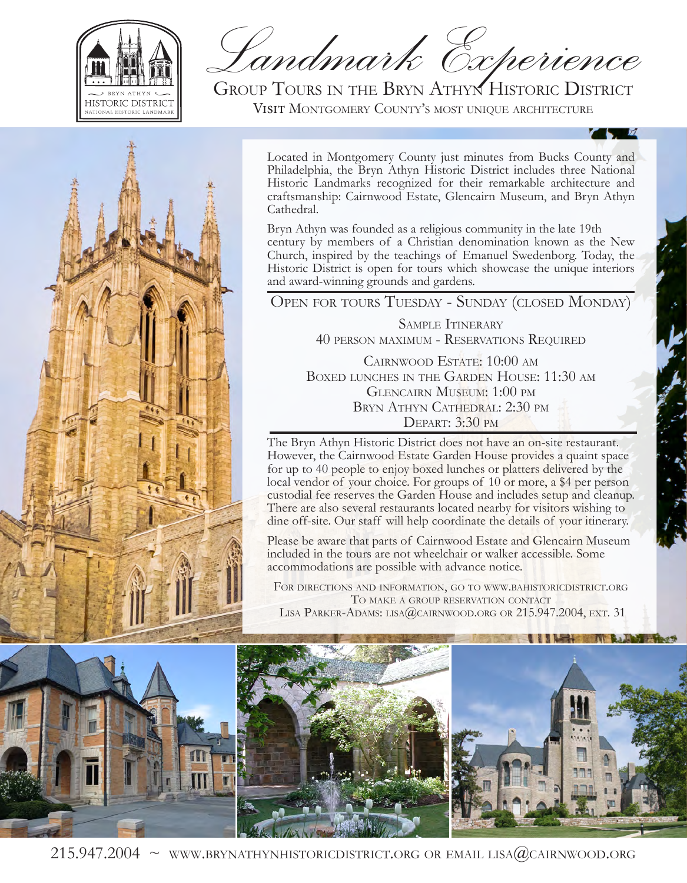BRYN ATHYN
HISTORIC DISTRICT
NATIONAL HISTORIC LANDMARK

# Landmark Experience

## Group Tours in the Bryn Athyn Historic District

**Visit** Montgomery County's most unique architecture

Located in Montgomery County just minutes from Bucks County and Philadelphia, the Bryn Athyn Historic District includes three National Historic Landmarks recognized for their remarkable architecture and craftsmanship: Cairnwood Estate, Glencairn Museum, and Bryn Athyn Cathedral.

Bryn Athyn was founded as a religious community in the late 19th century by members of a Christian denomination known as the New Church, inspired by the teachings of Emanuel Swedenborg. Today, the Historic District is open for tours which showcase the unique interiors and award-winning grounds and gardens.

---

Open for tours Tuesday - Sunday (closed Monday)

Sample Itinerary
40 person maximum - Reservations Required

Cairnwood Estate: 10:00 am
Boxed lunches in the Garden House: 11:30 am
Glencairn Museum: 1:00 pm
Bryn Athyn Cathedral: 2:30 pm
Depart: 3:30 pm

---

The Bryn Athyn Historic District does not have an on-site restaurant. However, the Cairnwood Estate Garden House provides a quaint space for up to 40 people to enjoy boxed lunches or platters delivered by the local vendor of your choice. For groups of 10 or more, a $4 per person custodial fee reserves the Garden House and includes setup and cleanup. There are also several restaurants located nearby for visitors wishing to dine off-site. Our staff will help coordinate the details of your itinerary.

Please be aware that parts of Cairnwood Estate and Glencairn Museum included in the tours are not wheelchair or walker accessible. Some accommodations are possible with advance notice.

For directions and information, go to www.bahistoricdistrict.org
To make a group reservation contact
Lisa Parker-Adams: lisa@cairnwood.org or 215.947.2004, ext. 31

215.947.2004 ~ www.brynathynhistoricdistrict.org or email lisa@cairnwood.org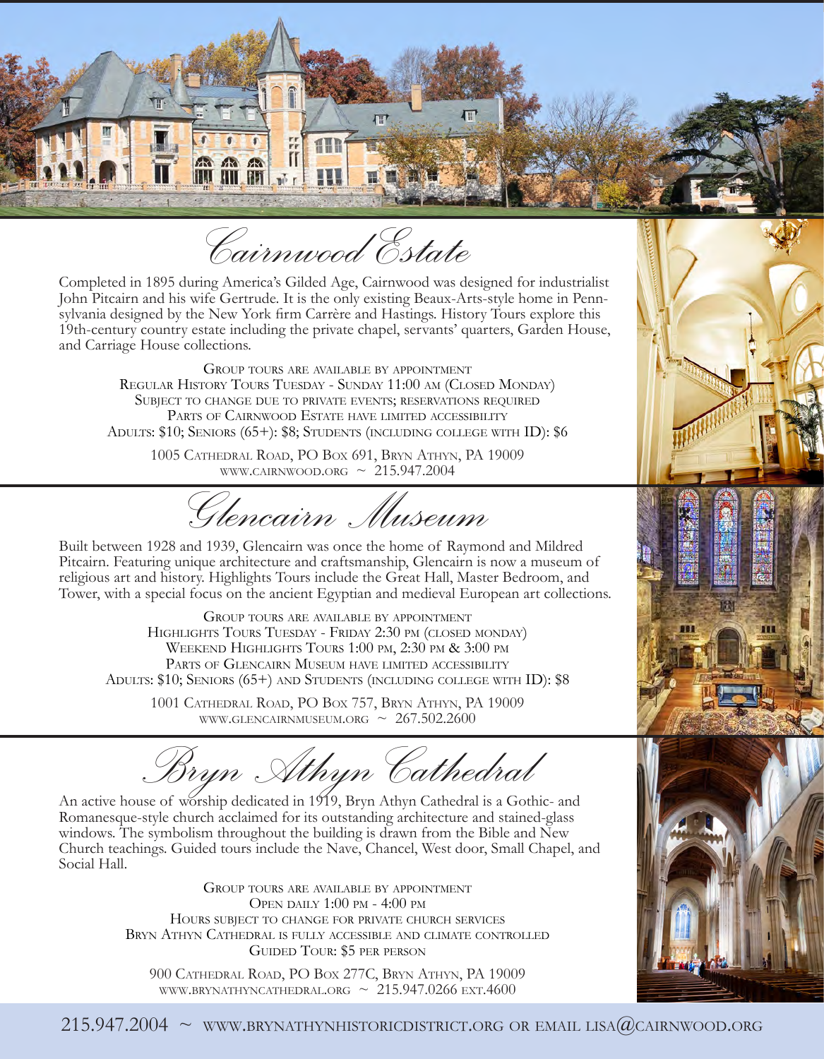# Cairnwood Estate

Completed in 1895 during America's Gilded Age, Cairnwood was designed for industrialist John Pitcairn and his wife Gertrude. It is the only existing Beaux-Arts-style home in Pennsylvania designed by the New York firm Carrère and Hastings. History Tours explore this 19th-century country estate including the private chapel, servants' quarters, Garden House, and Carriage House collections.

Group tours are available by appointment
Regular History Tours Tuesday - Sunday 11:00 am (Closed Monday)
Subject to change due to private events; reservations required
Parts of Cairnwood Estate have limited accessibility
Adults: $10; Seniors (65+): $8; Students (including college with ID): $6

1005 Cathedral Road, PO Box 691, Bryn Athyn, PA 19009
www.cairnwood.org ~ 215.947.2004

# Glencairn Museum

Built between 1928 and 1939, Glencairn was once the home of Raymond and Mildred Pitcairn. Featuring unique architecture and craftsmanship, Glencairn is now a museum of religious art and history. Highlights Tours include the Great Hall, Master Bedroom, and Tower, with a special focus on the ancient Egyptian and medieval European art collections.

Group tours are available by appointment
Highlights Tours Tuesday - Friday 2:30 pm (closed Monday)
Weekend Highlights Tours 1:00 pm, 2:30 pm & 3:00 pm
Parts of Glencairn Museum have limited accessibility
Adults: $10; Seniors (65+) and Students (including college with ID): $8

1001 Cathedral Road, PO Box 757, Bryn Athyn, PA 19009
www.glencairnmuseum.org ~ 267.502.2600

# Bryn Athyn Cathedral

An active house of worship dedicated in 1919, Bryn Athyn Cathedral is a Gothic- and Romanesque-style church acclaimed for its outstanding architecture and stained-glass windows. The symbolism throughout the building is drawn from the Bible and New Church teachings. Guided tours include the Nave, Chancel, West door, Small Chapel, and Social Hall.

Group tours are available by appointment
Open daily 1:00 pm - 4:00 pm
Hours subject to change for private church services
Bryn Athyn Cathedral is fully accessible and climate controlled
Guided Tour: $5 per person

900 Cathedral Road, PO Box 277C, Bryn Athyn, PA 19009
www.brynathyncathedral.org ~ 215.947.0266 ext.4600

215.947.2004 ~ www.brynathynhistoricdistrict.org or email lisa@cairnwood.org